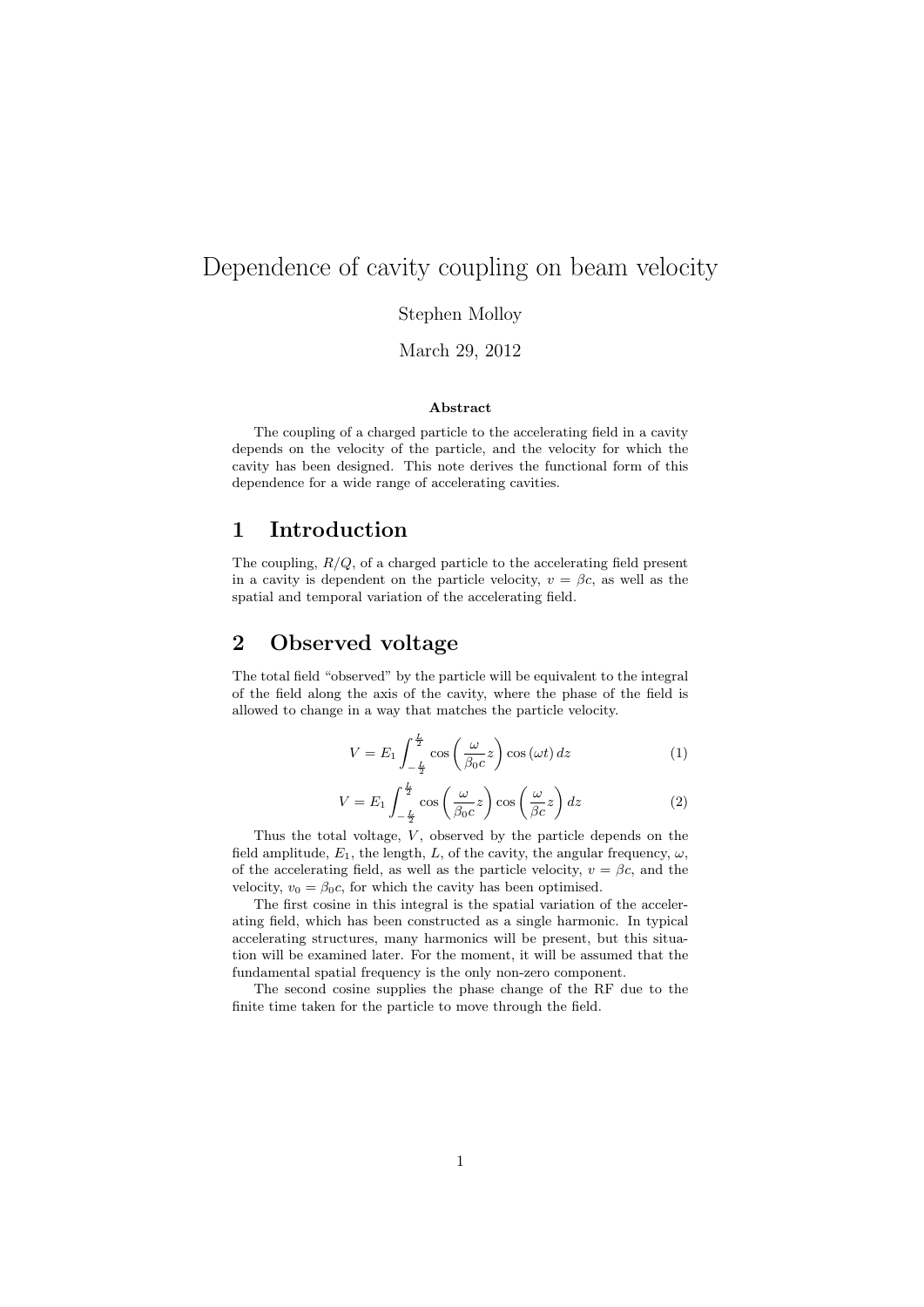# Dependence of cavity coupling on beam velocity

Stephen Molloy

March 29, 2012

**Abstract**

The coupling of a charged particle to the accelerating field in a cavity depends on the velocity of the particle, and the velocity for which the cavity has been designed. This note derives the functional form of this dependence for a wide range of accelerating cavities.

## 1 Introduction

The coupling, $R/Q$, of a charged particle to the accelerating field present in a cavity is dependent on the particle velocity, $v = \beta c$, as well as the spatial and temporal variation of the accelerating field.

## 2 Observed voltage

The total field "observed" by the particle will be equivalent to the integral of the field along the axis of the cavity, where the phase of the field is allowed to change in a way that matches the particle velocity.

$$V = E_1 \int_{-\frac{L}{2}}^{\frac{L}{2}} \cos\left(\frac{\omega}{\beta_0 c} z\right) \cos(\omega t)\, dz \tag{1}$$

$$V = E_1 \int_{-\frac{L}{2}}^{\frac{L}{2}} \cos\left(\frac{\omega}{\beta_0 c} z\right) \cos\left(\frac{\omega}{\beta c} z\right) dz \tag{2}$$

Thus the total voltage, $V$, observed by the particle depends on the field amplitude, $E_1$, the length, $L$, of the cavity, the angular frequency, $\omega$, of the accelerating field, as well as the particle velocity, $v = \beta c$, and the velocity, $v_0 = \beta_0 c$, for which the cavity has been optimised.

The first cosine in this integral is the spatial variation of the accelerating field, which has been constructed as a single harmonic. In typical accelerating structures, many harmonics will be present, but this situation will be examined later. For the moment, it will be assumed that the fundamental spatial frequency is the only non-zero component.

The second cosine supplies the phase change of the RF due to the finite time taken for the particle to move through the field.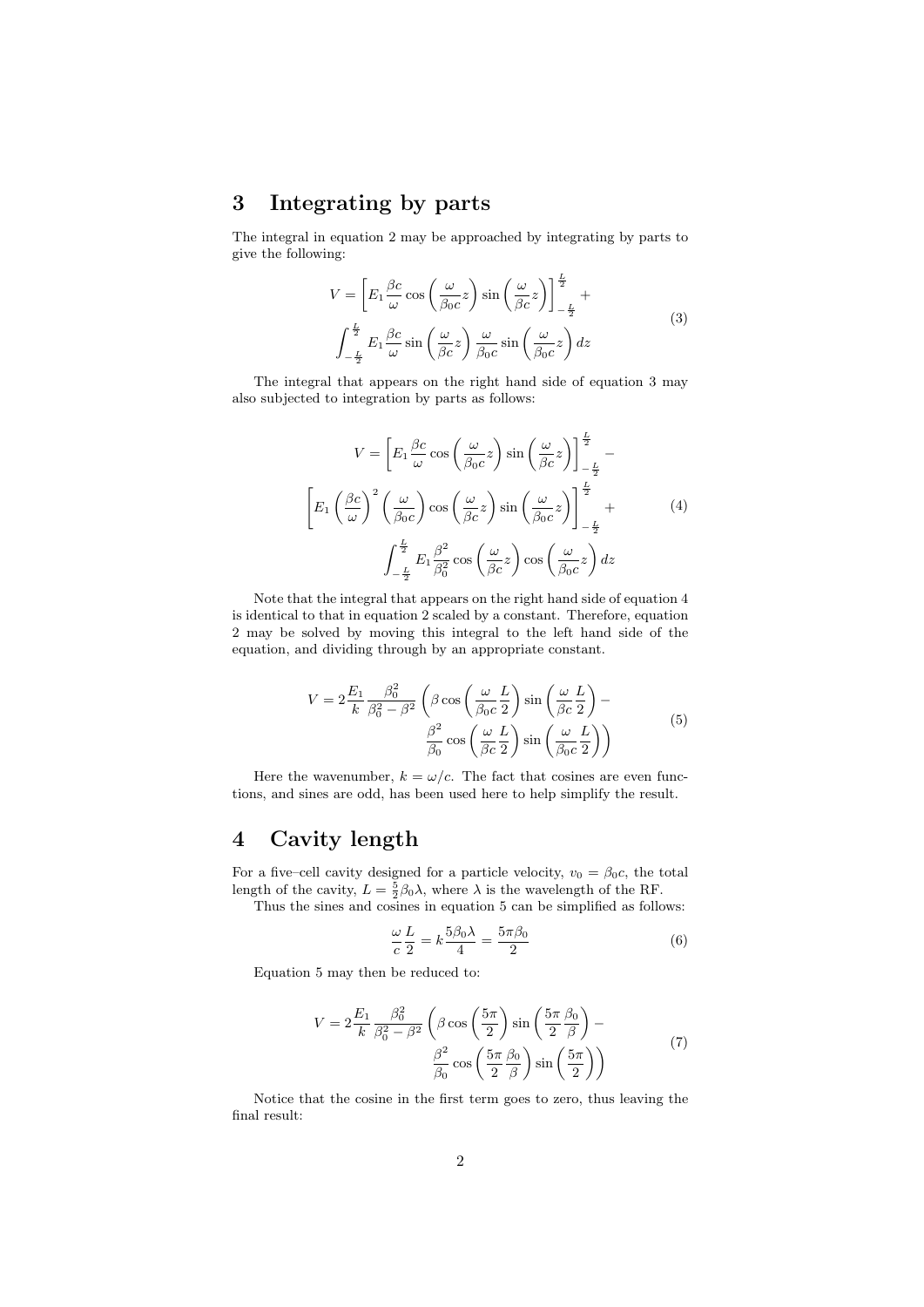## 3 Integrating by parts

The integral in equation 2 may be approached by integrating by parts to give the following:

$$V = \left[ E_1 \frac{\beta c}{\omega} \cos\left(\frac{\omega}{\beta_0 c} z\right) \sin\left(\frac{\omega}{\beta c} z\right) \right]_{-\frac{L}{2}}^{\frac{L}{2}} + \int_{-\frac{L}{2}}^{\frac{L}{2}} E_1 \frac{\beta c}{\omega} \sin\left(\frac{\omega}{\beta c} z\right) \frac{\omega}{\beta_0 c} \sin\left(\frac{\omega}{\beta_0 c} z\right) dz \tag{3}$$

The integral that appears on the right hand side of equation 3 may also subjected to integration by parts as follows:

$$V = \left[ E_1 \frac{\beta c}{\omega} \cos\left(\frac{\omega}{\beta_0 c} z\right) \sin\left(\frac{\omega}{\beta c} z\right) \right]_{-\frac{L}{2}}^{\frac{L}{2}} - \left[ E_1 \left(\frac{\beta c}{\omega}\right)^2 \left(\frac{\omega}{\beta_0 c}\right) \cos\left(\frac{\omega}{\beta c} z\right) \sin\left(\frac{\omega}{\beta_0 c} z\right) \right]_{-\frac{L}{2}}^{\frac{L}{2}} + \int_{-\frac{L}{2}}^{\frac{L}{2}} E_1 \frac{\beta^2}{\beta_0^2} \cos\left(\frac{\omega}{\beta c} z\right) \cos\left(\frac{\omega}{\beta_0 c} z\right) dz \tag{4}$$

Note that the integral that appears on the right hand side of equation 4 is identical to that in equation 2 scaled by a constant. Therefore, equation 2 may be solved by moving this integral to the left hand side of the equation, and dividing through by an appropriate constant.

$$V = 2 \frac{E_1}{k} \frac{\beta_0^2}{\beta_0^2 - \beta^2} \left( \beta \cos\left(\frac{\omega}{\beta_0 c} \frac{L}{2}\right) \sin\left(\frac{\omega}{\beta c} \frac{L}{2}\right) - \frac{\beta^2}{\beta_0} \cos\left(\frac{\omega}{\beta c} \frac{L}{2}\right) \sin\left(\frac{\omega}{\beta_0 c} \frac{L}{2}\right) \right) \tag{5}$$

Here the wavenumber, $k = \omega / c$. The fact that cosines are even functions, and sines are odd, has been used here to help simplify the result.

## 4 Cavity length

For a five–cell cavity designed for a particle velocity, $v_0 = \beta_0 c$, the total length of the cavity, $L = \frac{5}{2} \beta_0 \lambda$, where $\lambda$ is the wavelength of the RF.

Thus the sines and cosines in equation 5 can be simplified as follows:

$$\frac{\omega}{c} \frac{L}{2} = k \frac{5 \beta_0 \lambda}{4} = \frac{5 \pi \beta_0}{2} \tag{6}$$

Equation 5 may then be reduced to:

$$V = 2 \frac{E_1}{k} \frac{\beta_0^2}{\beta_0^2 - \beta^2} \left( \beta \cos\left(\frac{5\pi}{2}\right) \sin\left(\frac{5\pi}{2} \frac{\beta_0}{\beta}\right) - \frac{\beta^2}{\beta_0} \cos\left(\frac{5\pi}{2} \frac{\beta_0}{\beta}\right) \sin\left(\frac{5\pi}{2}\right) \right) \tag{7}$$

Notice that the cosine in the first term goes to zero, thus leaving the final result: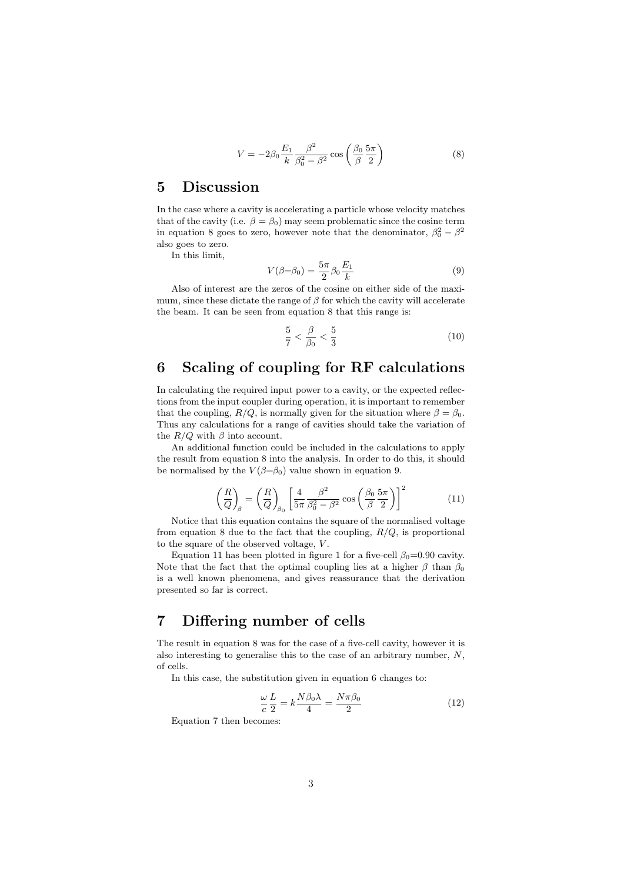$$V = -2\beta_0 \frac{E_1}{k} \frac{\beta^2}{\beta_0^2 - \beta^2} \cos\left(\frac{\beta_0}{\beta}\frac{5\pi}{2}\right) \tag{8}$$

## 5 Discussion

In the case where a cavity is accelerating a particle whose velocity matches that of the cavity (i.e. $\beta = \beta_0$) may seem problematic since the cosine term in equation 8 goes to zero, however note that the denominator, $\beta_0^2 - \beta^2$ also goes to zero.

In this limit,

$$V(\beta{=}\beta_0) = \frac{5\pi}{2}\beta_0 \frac{E_1}{k} \tag{9}$$

Also of interest are the zeros of the cosine on either side of the maximum, since these dictate the range of $\beta$ for which the cavity will accelerate the beam. It can be seen from equation 8 that this range is:

$$\frac{5}{7} < \frac{\beta}{\beta_0} < \frac{5}{3} \tag{10}$$

## 6 Scaling of coupling for RF calculations

In calculating the required input power to a cavity, or the expected reflections from the input coupler during operation, it is important to remember that the coupling, $R/Q$, is normally given for the situation where $\beta = \beta_0$. Thus any calculations for a range of cavities should take the variation of the $R/Q$ with $\beta$ into account.

An additional function could be included in the calculations to apply the result from equation 8 into the analysis. In order to do this, it should be normalised by the $V(\beta{=}\beta_0)$ value shown in equation 9.

$$\left(\frac{R}{Q}\right)_\beta = \left(\frac{R}{Q}\right)_{\beta_0} \left[\frac{4}{5\pi}\frac{\beta^2}{\beta_0^2 - \beta^2}\cos\left(\frac{\beta_0}{\beta}\frac{5\pi}{2}\right)\right]^2 \tag{11}$$

Notice that this equation contains the square of the normalised voltage from equation 8 due to the fact that the coupling, $R/Q$, is proportional to the square of the observed voltage, $V$.

Equation 11 has been plotted in figure 1 for a five-cell $\beta_0$=0.90 cavity. Note that the fact that the optimal coupling lies at a higher $\beta$ than $\beta_0$ is a well known phenomena, and gives reassurance that the derivation presented so far is correct.

## 7 Differing number of cells

The result in equation 8 was for the case of a five-cell cavity, however it is also interesting to generalise this to the case of an arbitrary number, $N$, of cells.

In this case, the substitution given in equation 6 changes to:

$$\frac{\omega}{c}\frac{L}{2} = k\frac{N\beta_0\lambda}{4} = \frac{N\pi\beta_0}{2} \tag{12}$$

Equation 7 then becomes: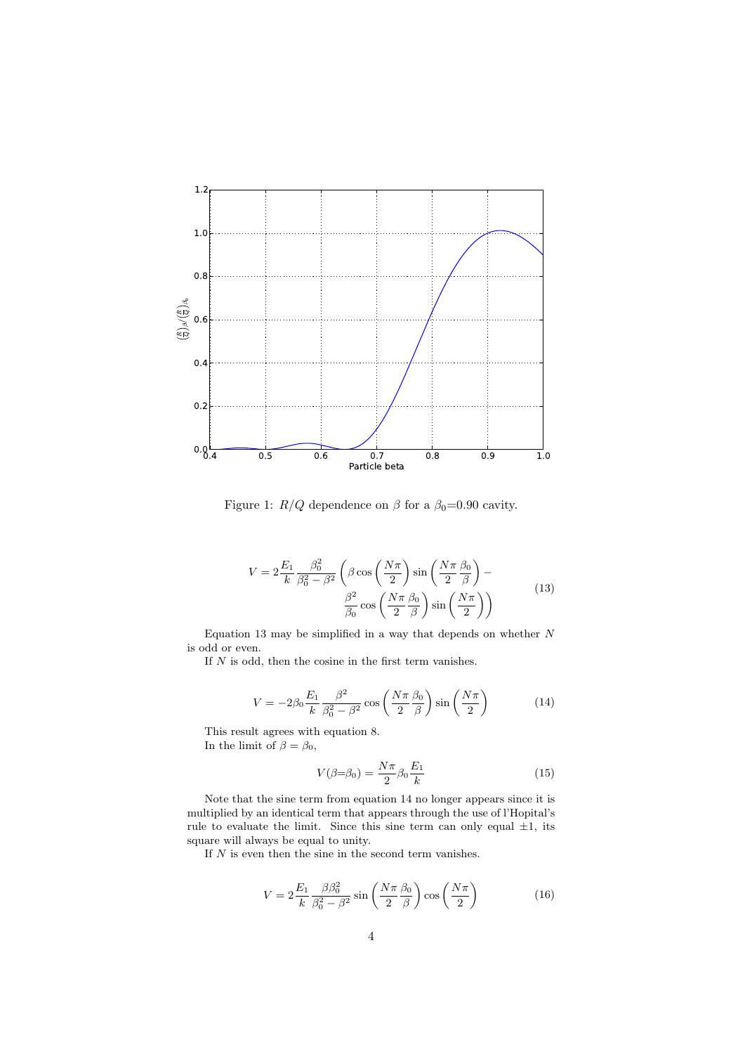Figure 1: $R/Q$ dependence on $\beta$ for a $\beta_0$=0.90 cavity.

$$V = 2\frac{E_1}{k}\frac{\beta_0^2}{\beta_0^2 - \beta^2}\left(\beta\cos\left(\frac{N\pi}{2}\right)\sin\left(\frac{N\pi}{2}\frac{\beta_0}{\beta}\right) - \frac{\beta^2}{\beta_0}\cos\left(\frac{N\pi}{2}\frac{\beta_0}{\beta}\right)\sin\left(\frac{N\pi}{2}\right)\right) \tag{13}$$

Equation 13 may be simplified in a way that depends on whether $N$ is odd or even.

If $N$ is odd, then the cosine in the first term vanishes.

$$V = -2\beta_0\frac{E_1}{k}\frac{\beta^2}{\beta_0^2 - \beta^2}\cos\left(\frac{N\pi}{2}\frac{\beta_0}{\beta}\right)\sin\left(\frac{N\pi}{2}\right) \tag{14}$$

This result agrees with equation 8.

In the limit of $\beta = \beta_0$,

$$V(\beta{=}\beta_0) = \frac{N\pi}{2}\beta_0\frac{E_1}{k} \tag{15}$$

Note that the sine term from equation 14 no longer appears since it is multiplied by an identical term that appears through the use of l'Hopital's rule to evaluate the limit. Since this sine term can only equal $\pm 1$, its square will always be equal to unity.

If $N$ is even then the sine in the second term vanishes.

$$V = 2\frac{E_1}{k}\frac{\beta\beta_0^2}{\beta_0^2 - \beta^2}\sin\left(\frac{N\pi}{2}\frac{\beta_0}{\beta}\right)\cos\left(\frac{N\pi}{2}\right) \tag{16}$$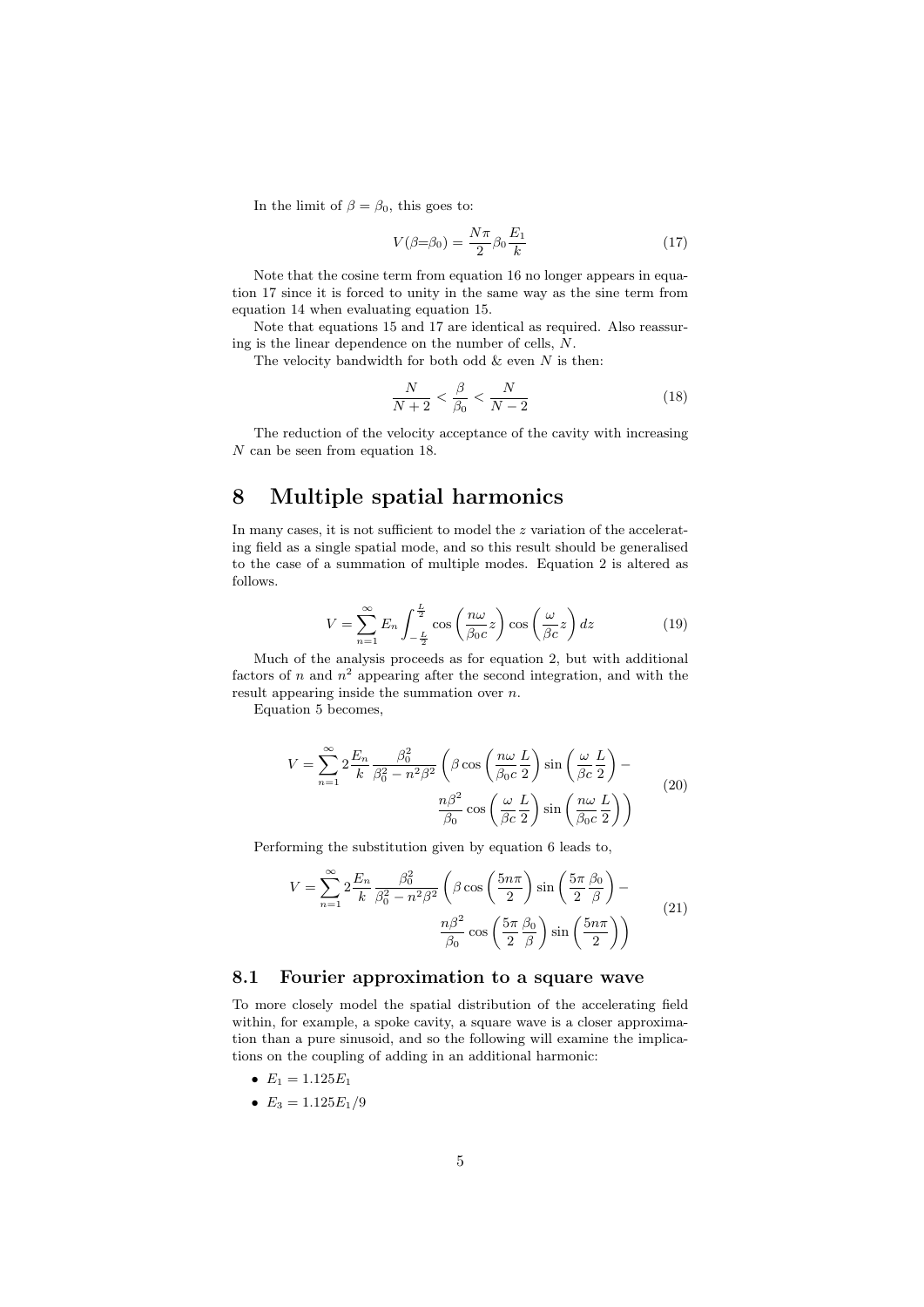In the limit of $\beta = \beta_0$, this goes to:

$$V(\beta{=}\beta_0) = \frac{N\pi}{2}\beta_0 \frac{E_1}{k} \tag{17}$$

Note that the cosine term from equation 16 no longer appears in equation 17 since it is forced to unity in the same way as the sine term from equation 14 when evaluating equation 15.

Note that equations 15 and 17 are identical as required. Also reassuring is the linear dependence on the number of cells, $N$.

The velocity bandwidth for both odd & even $N$ is then:

$$\frac{N}{N+2} < \frac{\beta}{\beta_0} < \frac{N}{N-2} \tag{18}$$

The reduction of the velocity acceptance of the cavity with increasing $N$ can be seen from equation 18.

## 8 Multiple spatial harmonics

In many cases, it is not sufficient to model the $z$ variation of the accelerating field as a single spatial mode, and so this result should be generalised to the case of a summation of multiple modes. Equation 2 is altered as follows.

$$V = \sum_{n=1}^{\infty} E_n \int_{-\frac{L}{2}}^{\frac{L}{2}} \cos\left(\frac{n\omega}{\beta_0 c}z\right)\cos\left(\frac{\omega}{\beta c}z\right)dz \tag{19}$$

Much of the analysis proceeds as for equation 2, but with additional factors of $n$ and $n^2$ appearing after the second integration, and with the result appearing inside the summation over $n$.

Equation 5 becomes,

$$V = \sum_{n=1}^{\infty} 2\frac{E_n}{k}\frac{\beta_0^2}{\beta_0^2 - n^2\beta^2}\left(\beta\cos\left(\frac{n\omega}{\beta_0 c}\frac{L}{2}\right)\sin\left(\frac{\omega}{\beta c}\frac{L}{2}\right) - \frac{n\beta^2}{\beta_0}\cos\left(\frac{\omega}{\beta c}\frac{L}{2}\right)\sin\left(\frac{n\omega}{\beta_0 c}\frac{L}{2}\right)\right) \tag{20}$$

Performing the substitution given by equation 6 leads to,

$$V = \sum_{n=1}^{\infty} 2\frac{E_n}{k}\frac{\beta_0^2}{\beta_0^2 - n^2\beta^2}\left(\beta\cos\left(\frac{5n\pi}{2}\right)\sin\left(\frac{5\pi}{2}\frac{\beta_0}{\beta}\right) - \frac{n\beta^2}{\beta_0}\cos\left(\frac{5\pi}{2}\frac{\beta_0}{\beta}\right)\sin\left(\frac{5n\pi}{2}\right)\right) \tag{21}$$

### 8.1 Fourier approximation to a square wave

To more closely model the spatial distribution of the accelerating field within, for example, a spoke cavity, a square wave is a closer approximation than a pure sinusoid, and so the following will examine the implications on the coupling of adding in an additional harmonic:

- $E_1 = 1.125E_1$
- $E_3 = 1.125E_1/9$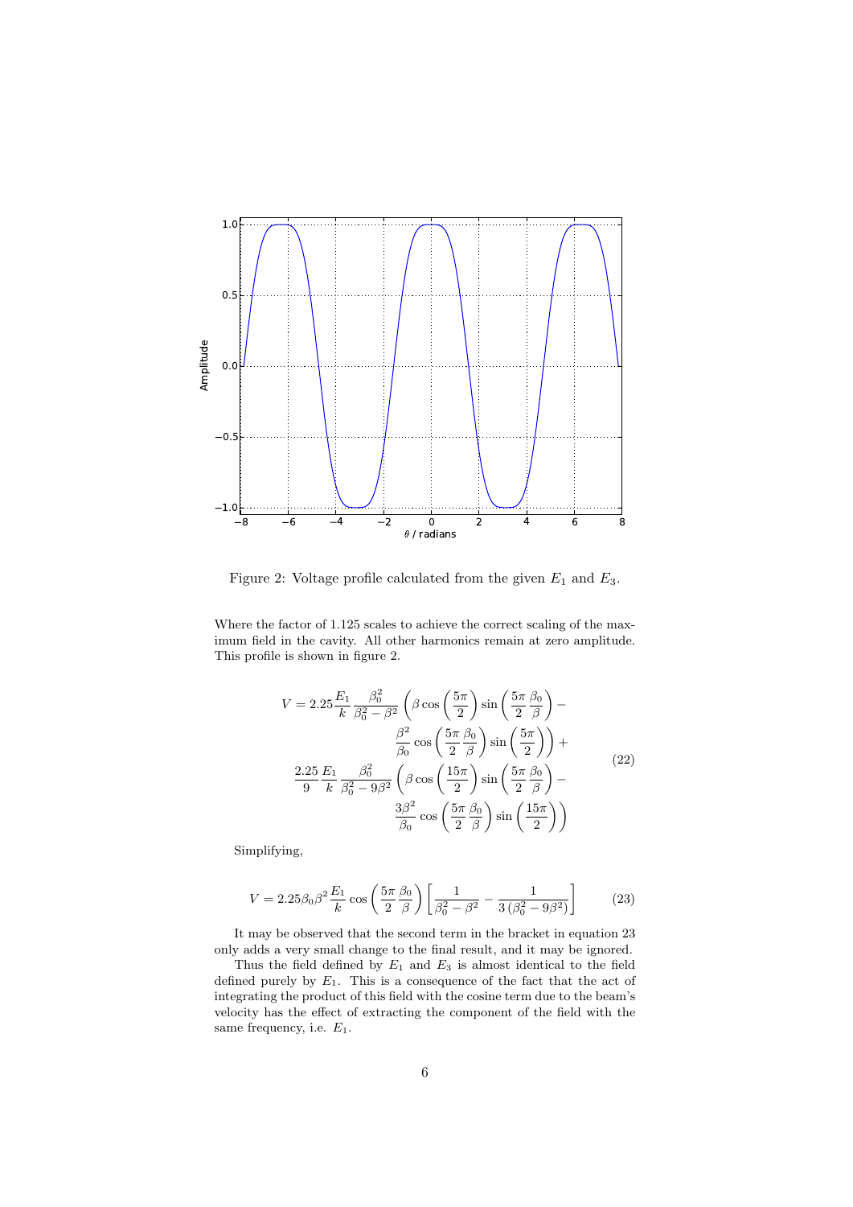Figure 2: Voltage profile calculated from the given $E_1$ and $E_3$.

Where the factor of 1.125 scales to achieve the correct scaling of the maximum field in the cavity. All other harmonics remain at zero amplitude. This profile is shown in figure 2.

$$
\begin{aligned}
V = 2.25\frac{E_1}{k}\frac{\beta_0^2}{\beta_0^2-\beta^2}\left(\beta\cos\left(\frac{5\pi}{2}\right)\sin\left(\frac{5\pi}{2}\frac{\beta_0}{\beta}\right)-\right.\\
\left.\frac{\beta^2}{\beta_0}\cos\left(\frac{5\pi}{2}\frac{\beta_0}{\beta}\right)\sin\left(\frac{5\pi}{2}\right)\right)+\\
\frac{2.25}{9}\frac{E_1}{k}\frac{\beta_0^2}{\beta_0^2-9\beta^2}\left(\beta\cos\left(\frac{15\pi}{2}\right)\sin\left(\frac{5\pi}{2}\frac{\beta_0}{\beta}\right)-\right.\\
\left.\frac{3\beta^2}{\beta_0}\cos\left(\frac{5\pi}{2}\frac{\beta_0}{\beta}\right)\sin\left(\frac{15\pi}{2}\right)\right)
\end{aligned}
\tag{22}
$$

Simplifying,

$$
V = 2.25\beta_0\beta^2\frac{E_1}{k}\cos\left(\frac{5\pi}{2}\frac{\beta_0}{\beta}\right)\left[\frac{1}{\beta_0^2-\beta^2}-\frac{1}{3\left(\beta_0^2-9\beta^2\right)}\right] \tag{23}
$$

It may be observed that the second term in the bracket in equation 23 only adds a very small change to the final result, and it may be ignored.

Thus the field defined by $E_1$ and $E_3$ is almost identical to the field defined purely by $E_1$. This is a consequence of the fact that the act of integrating the product of this field with the cosine term due to the beam's velocity has the effect of extracting the component of the field with the same frequency, i.e. $E_1$.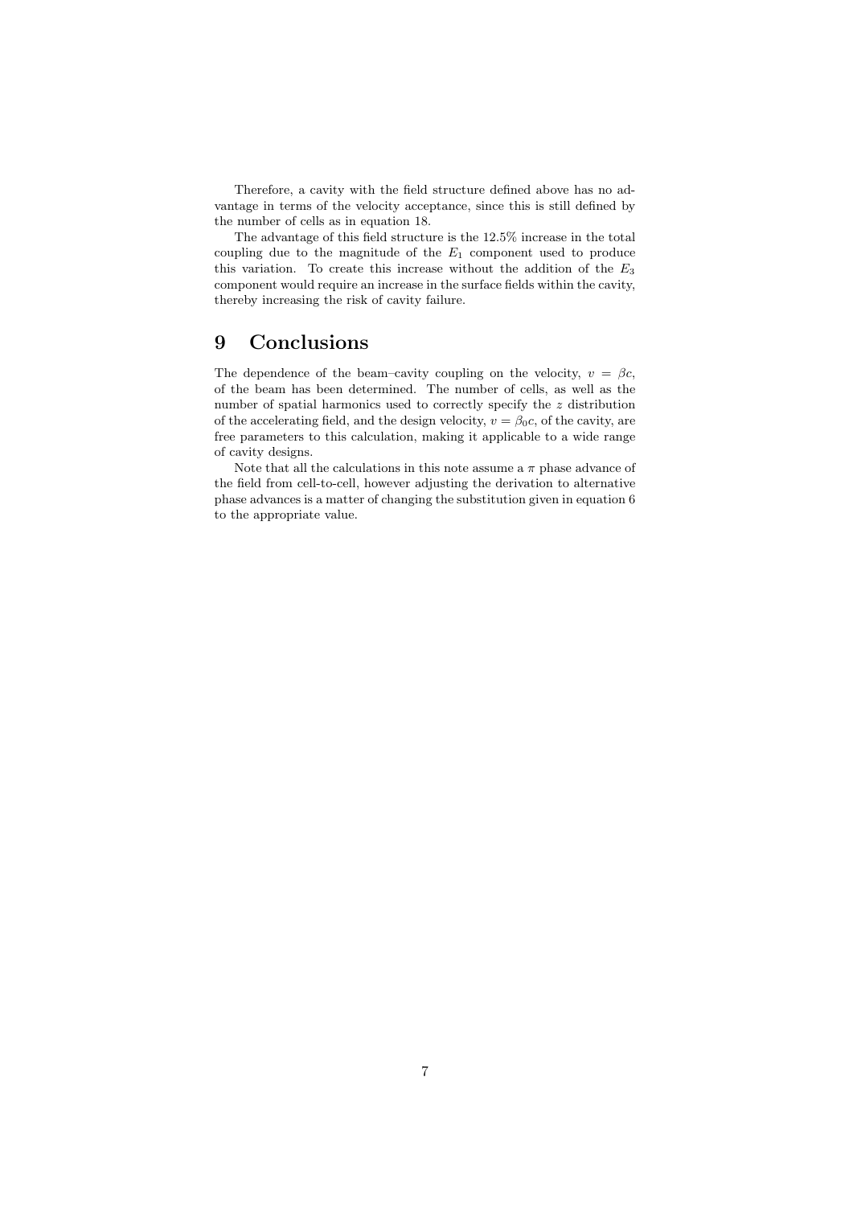Therefore, a cavity with the field structure defined above has no advantage in terms of the velocity acceptance, since this is still defined by the number of cells as in equation 18.

The advantage of this field structure is the 12.5% increase in the total coupling due to the magnitude of the $E_1$ component used to produce this variation. To create this increase without the addition of the $E_3$ component would require an increase in the surface fields within the cavity, thereby increasing the risk of cavity failure.

# 9 Conclusions

The dependence of the beam–cavity coupling on the velocity, $v = \beta c$, of the beam has been determined. The number of cells, as well as the number of spatial harmonics used to correctly specify the $z$ distribution of the accelerating field, and the design velocity, $v = \beta_0 c$, of the cavity, are free parameters to this calculation, making it applicable to a wide range of cavity designs.

Note that all the calculations in this note assume a $\pi$ phase advance of the field from cell-to-cell, however adjusting the derivation to alternative phase advances is a matter of changing the substitution given in equation 6 to the appropriate value.